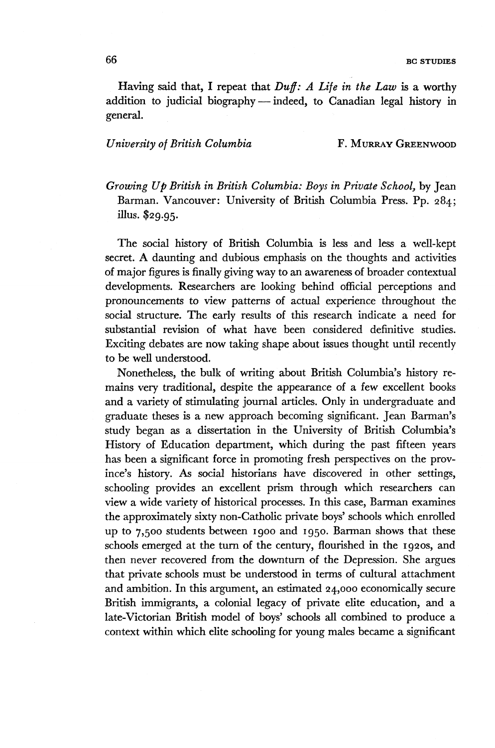Having said that, I repeat that *Duff: A Life in the Law* is a worthy addition to judicial biography — indeed, to Canadian legal history in general.

*University of British Columbia* F. MURRAY GREENWOOD

*Growing Up British in British Columbia: Boys in Private School,* by Jean Barman. Vancouver: University of British Columbia Press. Pp. 284; illus. $29.95.

The social history of British Columbia is less and less a well-kept secret. A daunting and dubious emphasis on the thoughts and activities of major figures is finally giving way to an awareness of broader contextual developments. Researchers are looking behind official perceptions and pronouncements to view patterns of actual experience throughout the social structure. The early results of this research indicate a need for substantial revision of what have been considered definitive studies. Exciting debates are now taking shape about issues thought until recently to be well understood.

Nonetheless, the bulk of writing about British Columbia's history remains very traditional, despite the appearance of a few excellent books and a variety of stimulating journal articles. Only in undergraduate and graduate theses is a new approach becoming significant. Jean Barman's study began as a dissertation in the University of British Columbia's History of Education department, which during the past fifteen years has been a significant force in promoting fresh perspectives on the province's history. As social historians have discovered in other settings, schooling provides an excellent prism through which researchers can view a wide variety of historical processes. In this case, Barman examines the approximately sixty non-Catholic private boys' schools which enrolled up to 7,500 students between 1900 and 1950. Barman shows that these schools emerged at the turn of the century, flourished in the 1920s, and then never recovered from the downturn of the Depression. She argues that private schools must be understood in terms of cultural attachment and ambition. In this argument, an estimated 24,000 economically secure British immigrants, a colonial legacy of private elite education, and a late-Victorian British model of boys' schools all combined to produce a context within which elite schooling for young males became a significant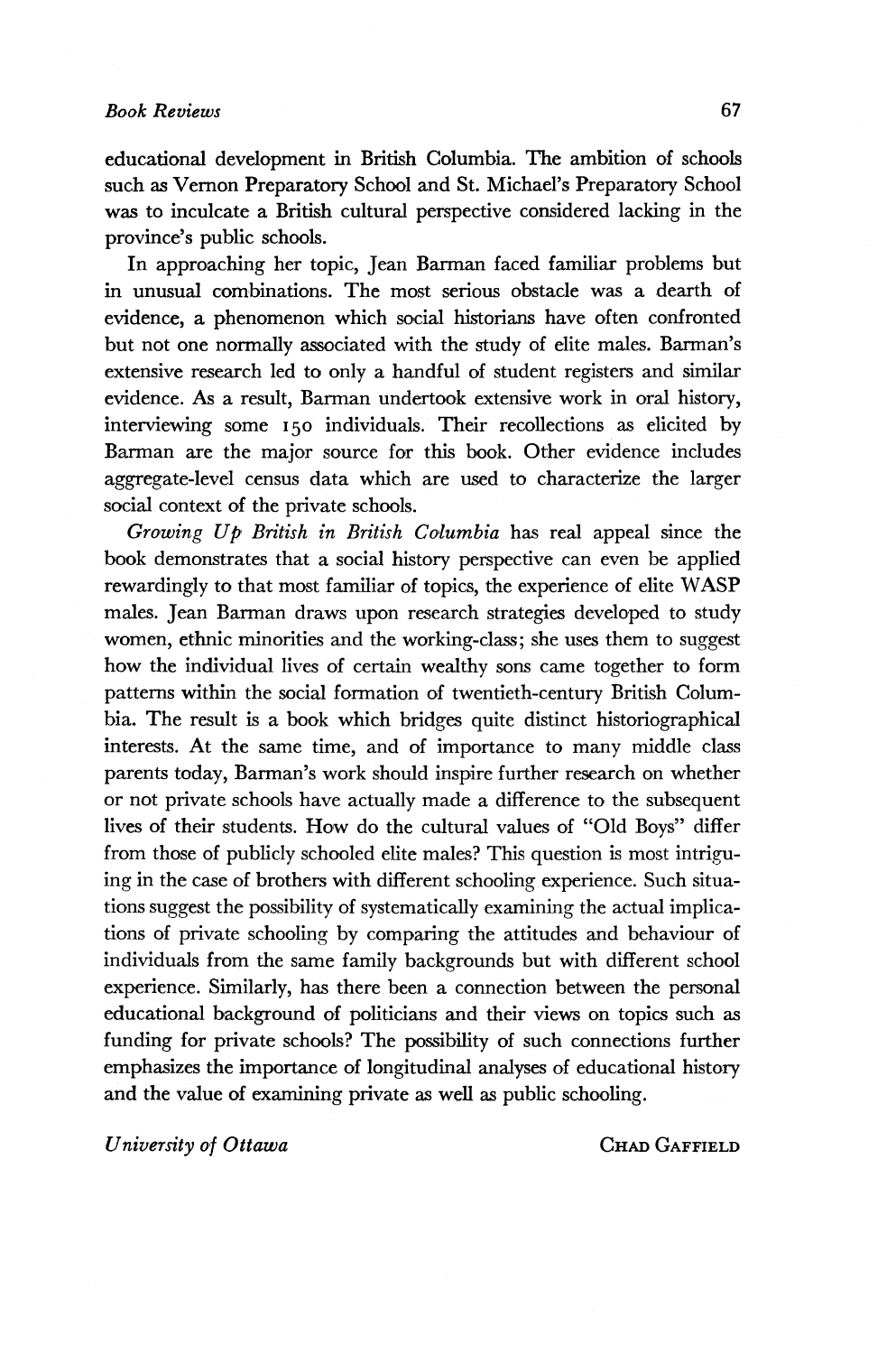educational development in British Columbia. The ambition of schools such as Vernon Preparatory School and St. Michael's Preparatory School was to inculcate a British cultural perspective considered lacking in the province's public schools.

In approaching her topic, Jean Barman faced familiar problems but in unusual combinations. The most serious obstacle was a dearth of evidence, a phenomenon which social historians have often confronted but not one normally associated with the study of elite males. Barman's extensive research led to only a handful of student registers and similar evidence. As a result, Barman undertook extensive work in oral history, interviewing some 150 individuals. Their recollections as elicited by Barman are the major source for this book. Other evidence includes aggregate-level census data which are used to characterize the larger social context of the private schools.

*Growing Up British in British Columbia* has real appeal since the book demonstrates that a social history perspective can even be applied rewardingly to that most familiar of topics, the experience of elite WASP males. Jean Barman draws upon research strategies developed to study women, ethnic minorities and the working-class; she uses them to suggest how the individual lives of certain wealthy sons came together to form patterns within the social formation of twentieth-century British Columbia. The result is a book which bridges quite distinct historiographical interests. At the same time, and of importance to many middle class parents today, Barman's work should inspire further research on whether or not private schools have actually made a difference to the subsequent lives of their students. How do the cultural values of "Old Boys" differ from those of publicly schooled elite males? This question is most intriguing in the case of brothers with different schooling experience. Such situations suggest the possibility of systematically examining the actual implications of private schooling by comparing the attitudes and behaviour of individuals from the same family backgrounds but with different school experience. Similarly, has there been a connection between the personal educational background of politicians and their views on topics such as funding for private schools? The possibility of such connections further emphasizes the importance of longitudinal analyses of educational history and the value of examining private as well as public schooling.

*University of Ottawa* CHAD GAFFIELD